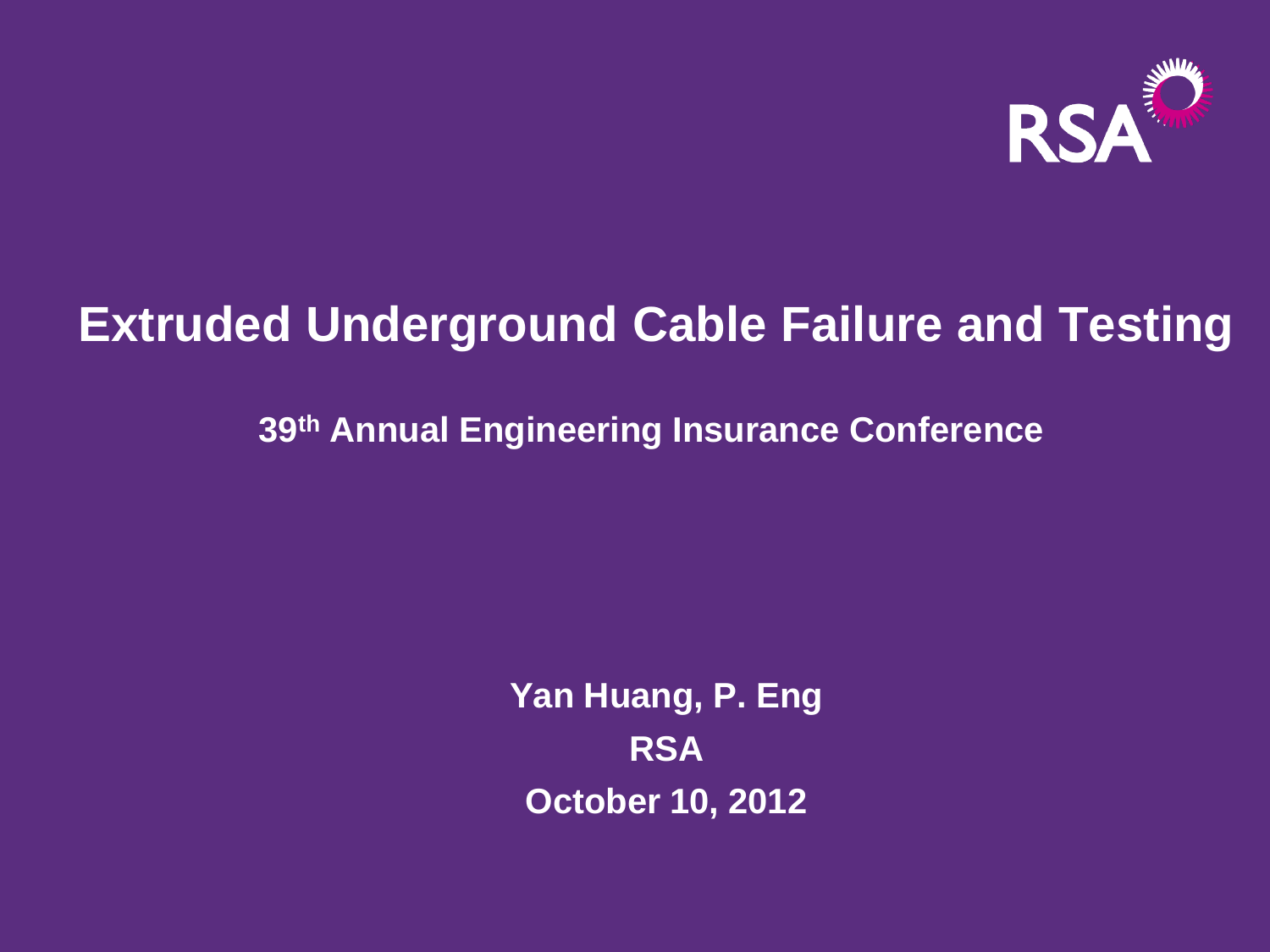RSA

# Extruded Underground Cable Failure and Testing

**39th Annual Engineering Insurance Conference**

**Yan Huang, P. Eng**

**RSA**

**October 10, 2012**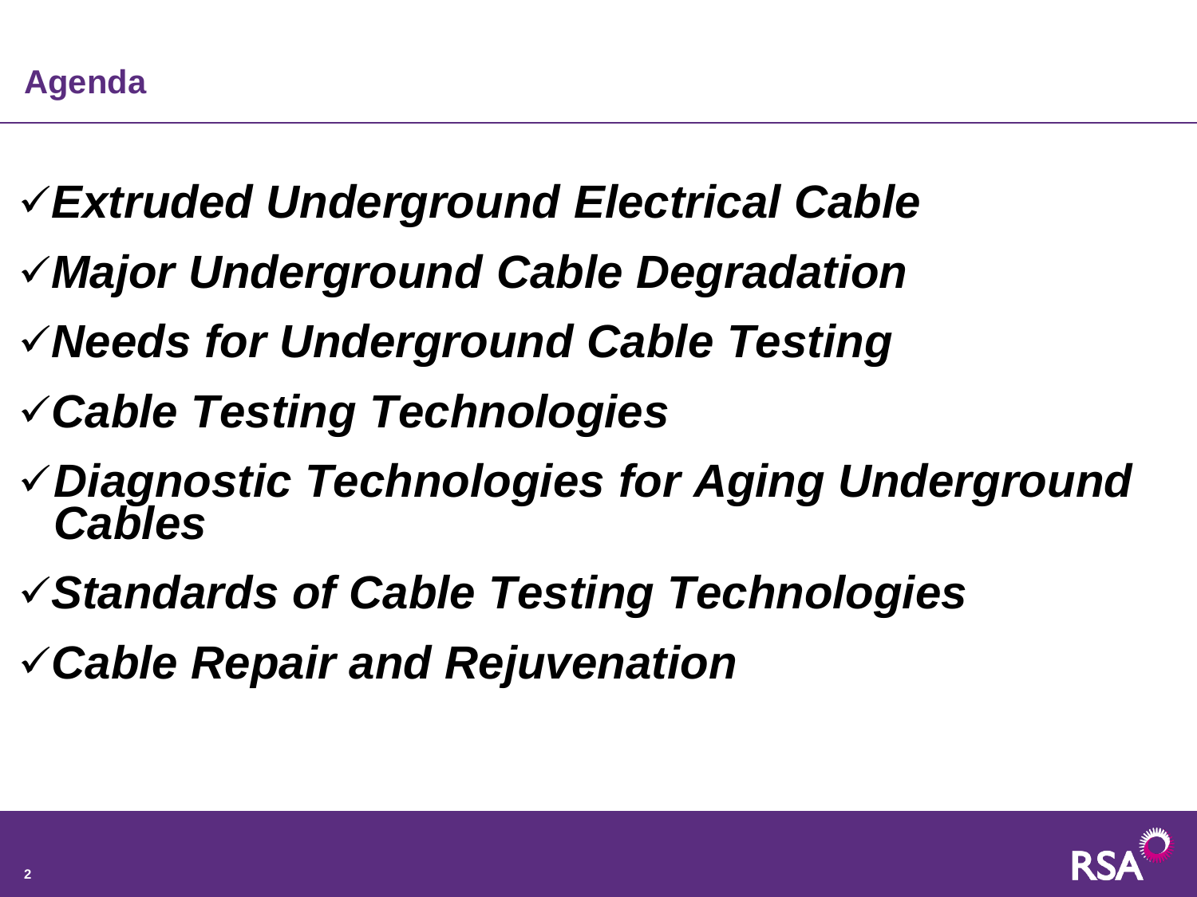## Agenda

- ✓ ***Extruded Underground Electrical Cable***
- ✓ ***Major Underground Cable Degradation***
- ✓ ***Needs for Underground Cable Testing***
- ✓ ***Cable Testing Technologies***
- ✓ ***Diagnostic Technologies for Aging Underground Cables***
- ✓ ***Standards of Cable Testing Technologies***
- ✓ ***Cable Repair and Rejuvenation***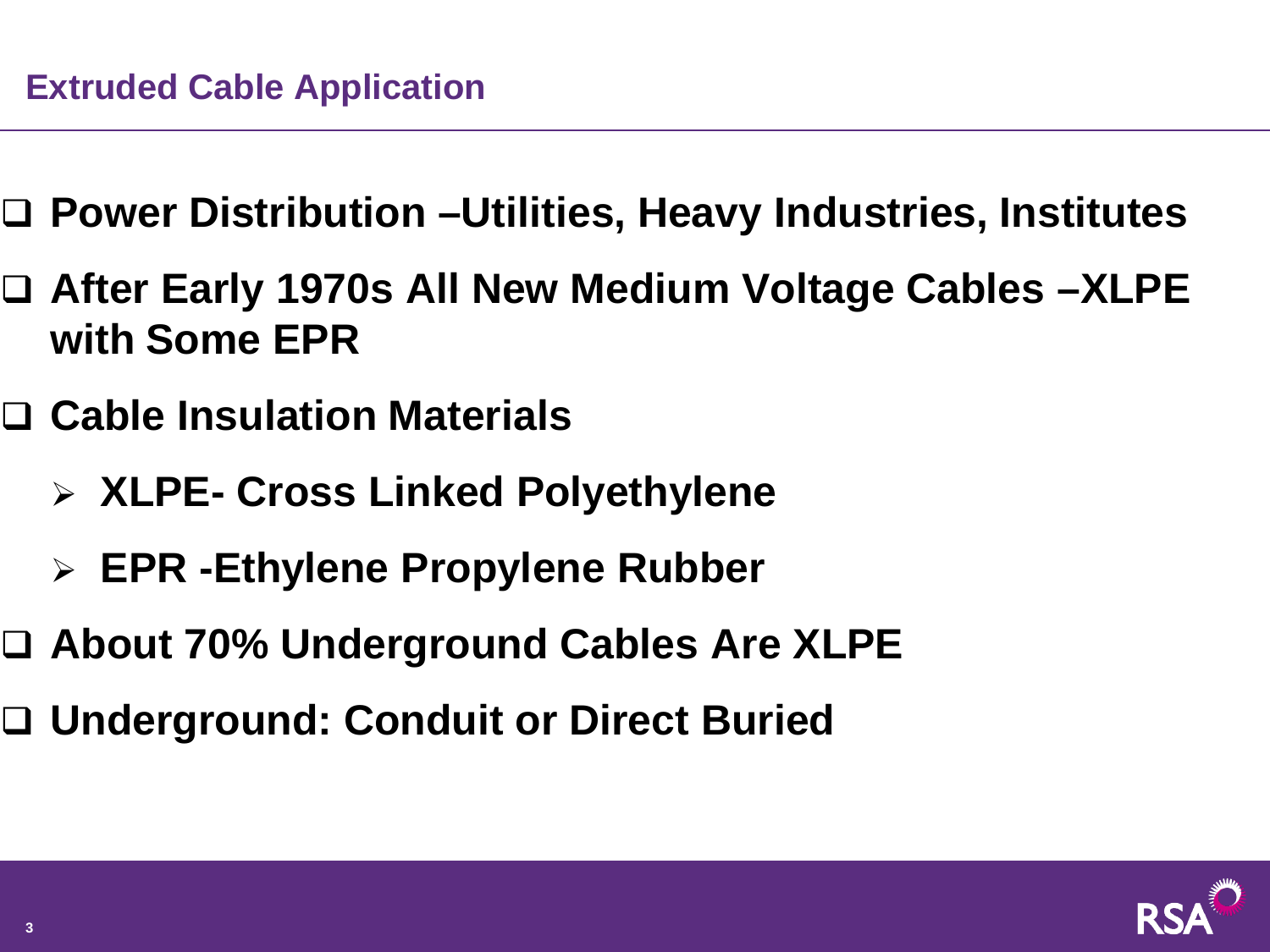## Extruded Cable Application

- **Power Distribution –Utilities, Heavy Industries, Institutes**
- **After Early 1970s All New Medium Voltage Cables –XLPE with Some EPR**
- **Cable Insulation Materials**
  - **XLPE- Cross Linked Polyethylene**
  - **EPR -Ethylene Propylene Rubber**
- **About 70% Underground Cables Are XLPE**
- **Underground: Conduit or Direct Buried**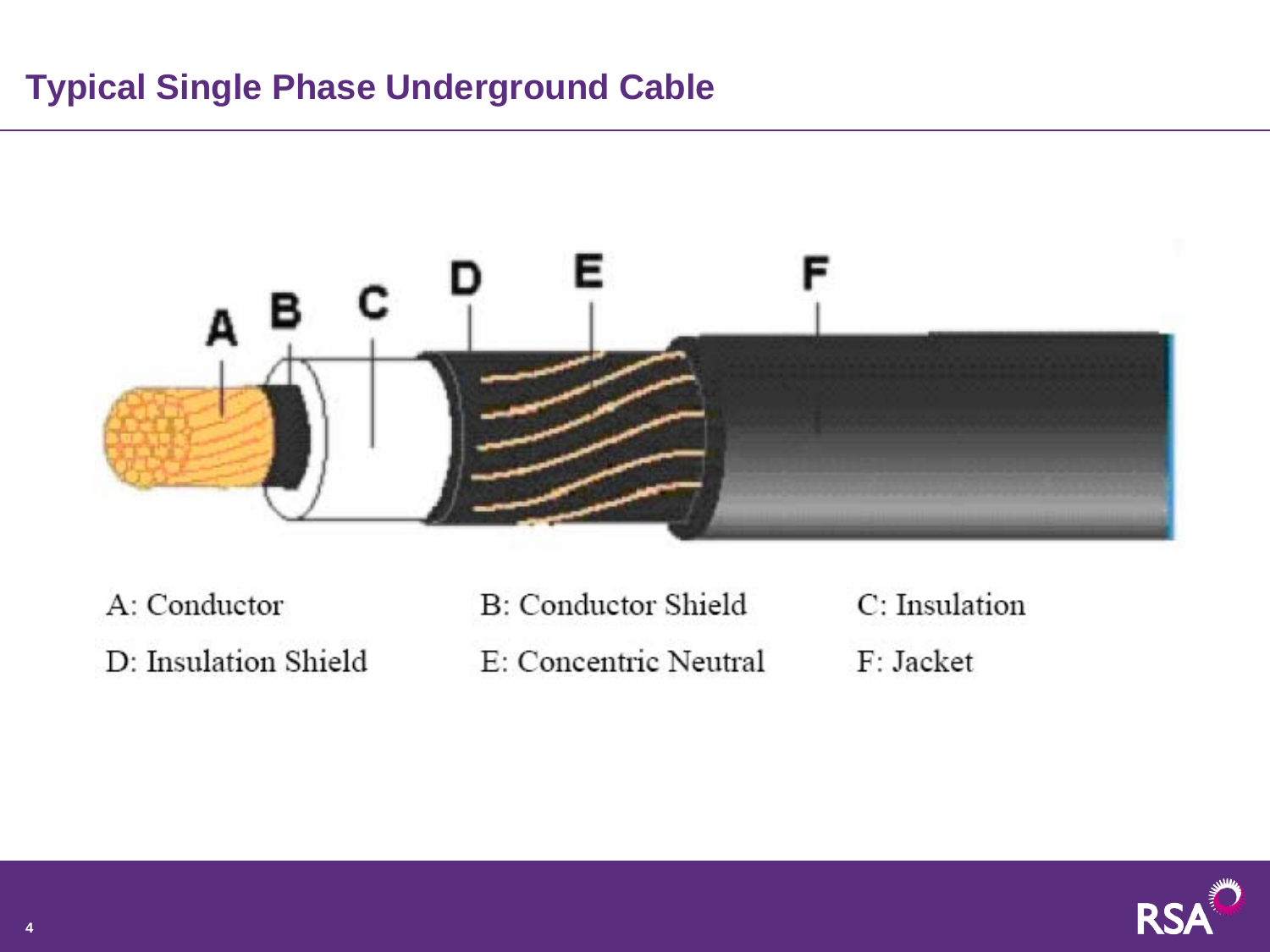# Typical Single Phase Underground Cable

A: Conductor
B: Conductor Shield
C: Insulation
D: Insulation Shield
E: Concentric Neutral
F: Jacket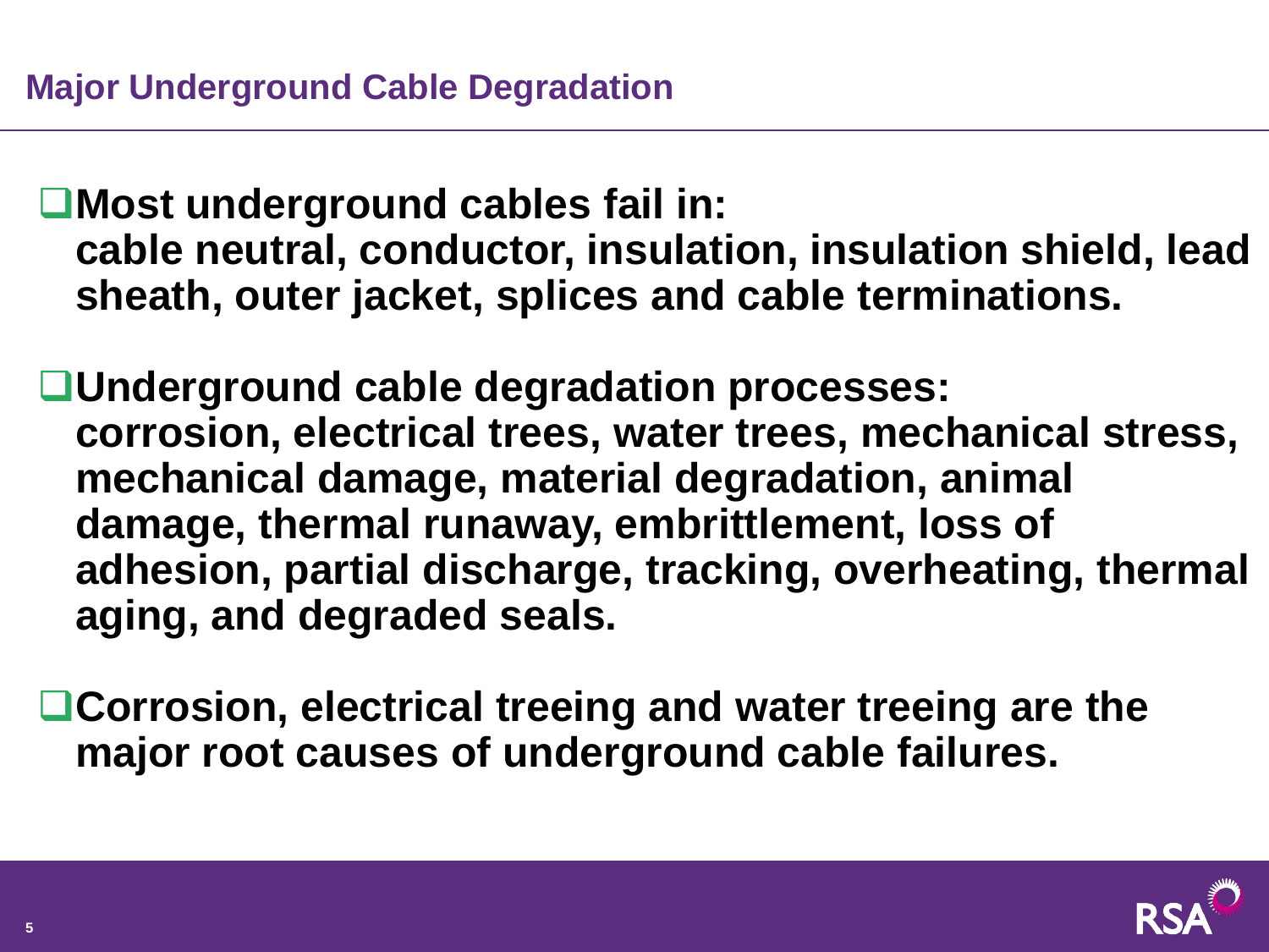## Major Underground Cable Degradation

- **Most underground cables fail in:**
  **cable neutral, conductor, insulation, insulation shield, lead sheath, outer jacket, splices and cable terminations.**

- **Underground cable degradation processes:**
  **corrosion, electrical trees, water trees, mechanical stress, mechanical damage, material degradation, animal damage, thermal runaway, embrittlement, loss of adhesion, partial discharge, tracking, overheating, thermal aging, and degraded seals.**

- **Corrosion, electrical treeing and water treeing are the major root causes of underground cable failures.**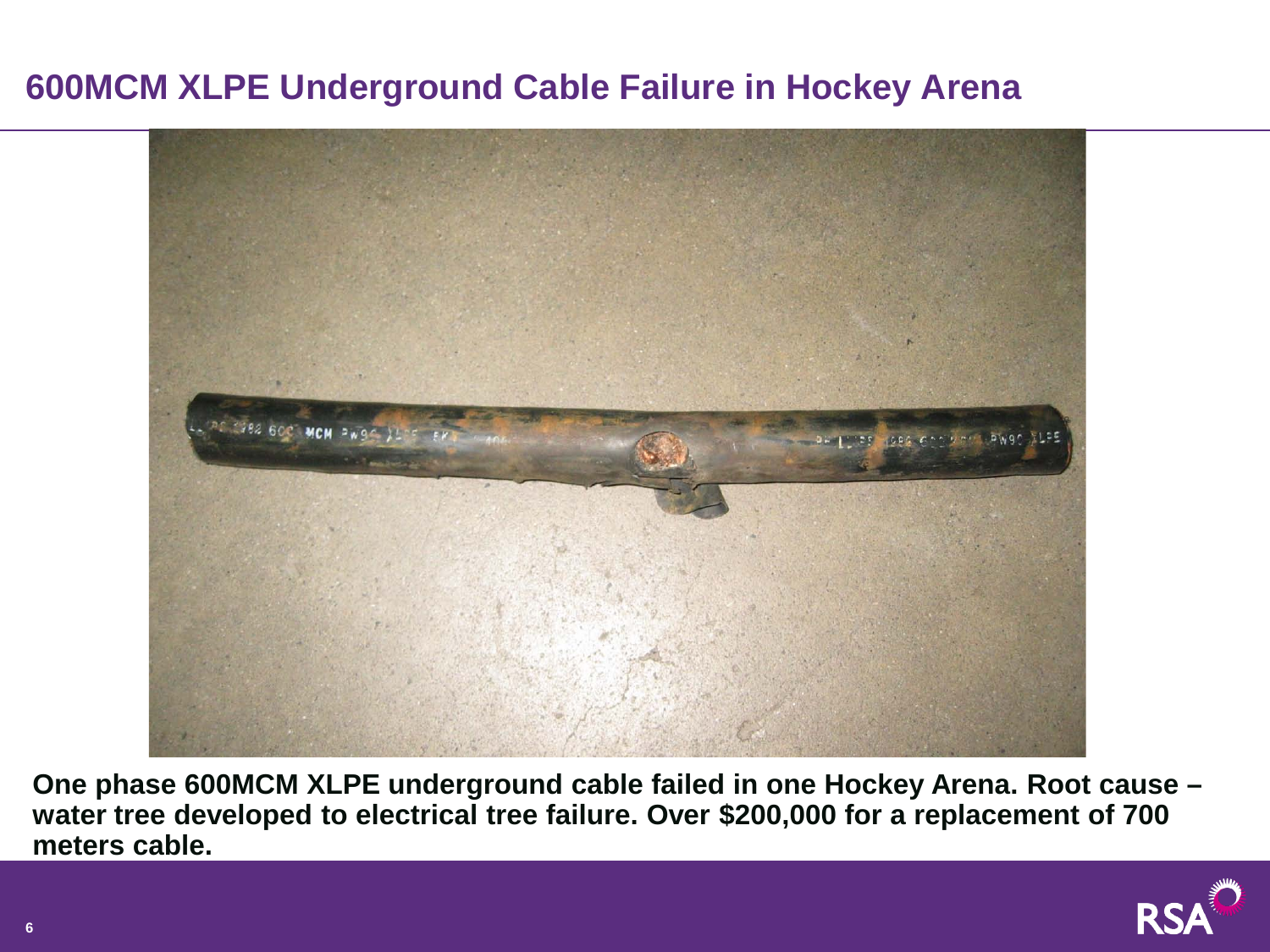# 600MCM XLPE Underground Cable Failure in Hockey Arena

**One phase 600MCM XLPE underground cable failed in one Hockey Arena. Root cause – water tree developed to electrical tree failure. Over $200,000 for a replacement of 700 meters cable.**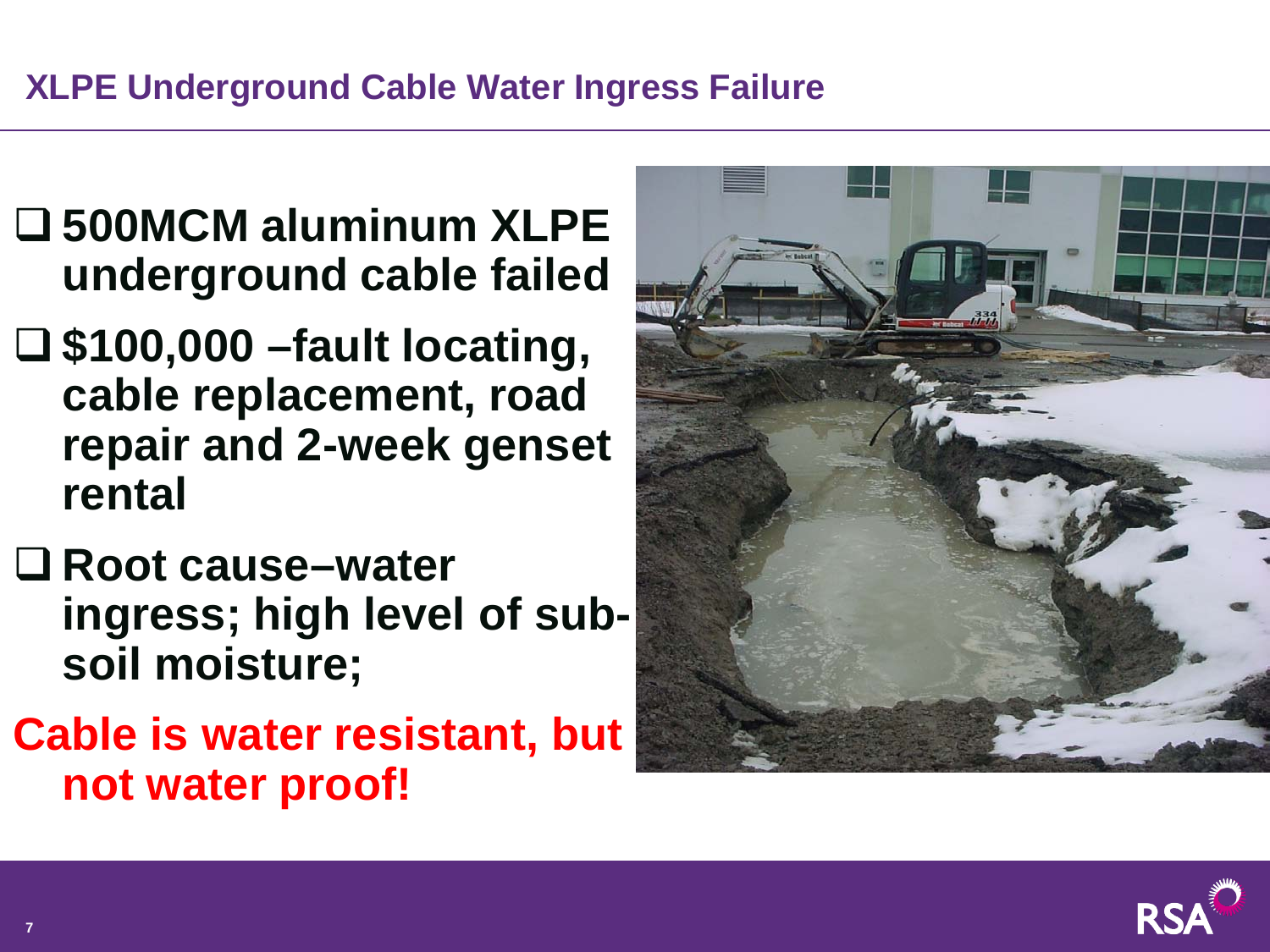## XLPE Underground Cable Water Ingress Failure

- **500MCM aluminum XLPE underground cable failed**
- **$100,000 –fault locating, cable replacement, road repair and 2-week genset rental**
- **Root cause–water ingress; high level of sub-soil moisture;**

**Cable is water resistant, but not water proof!**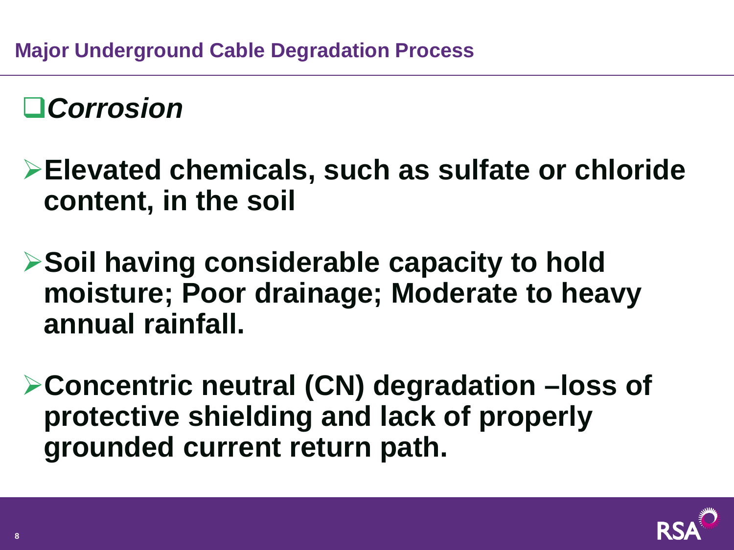## Major Underground Cable Degradation Process

- ***Corrosion***

- **Elevated chemicals, such as sulfate or chloride content, in the soil**

- **Soil having considerable capacity to hold moisture; Poor drainage; Moderate to heavy annual rainfall.**

- **Concentric neutral (CN) degradation –loss of protective shielding and lack of properly grounded current return path.**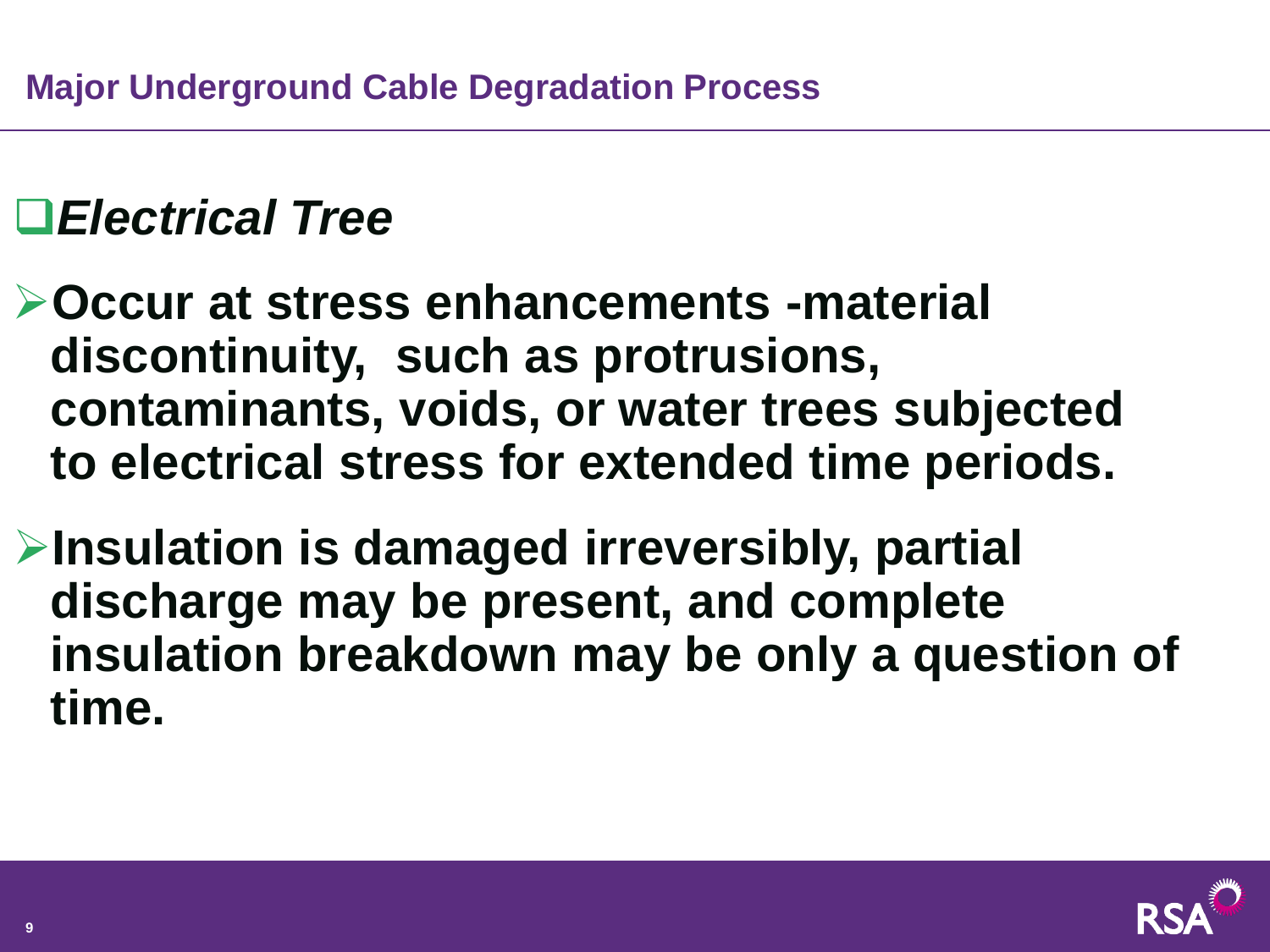## Major Underground Cable Degradation Process

### *Electrical Tree*

- **Occur at stress enhancements -material discontinuity, such as protrusions, contaminants, voids, or water trees subjected to electrical stress for extended time periods.**
- **Insulation is damaged irreversibly, partial discharge may be present, and complete insulation breakdown may be only a question of time.**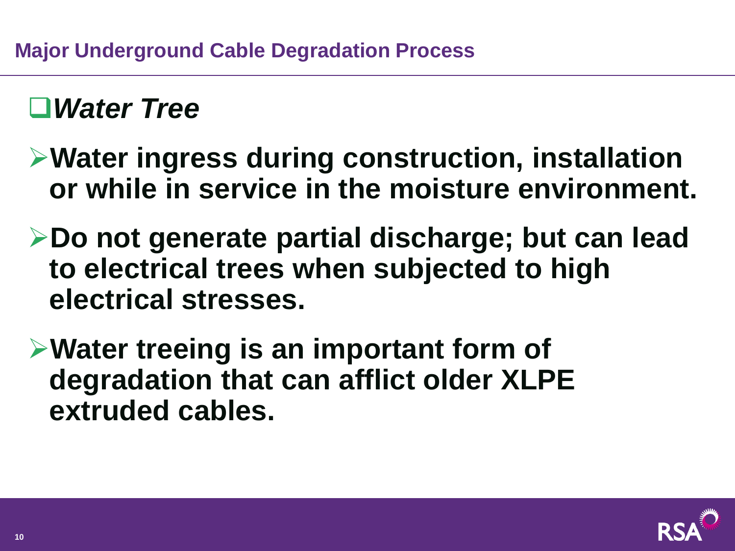## Major Underground Cable Degradation Process

### ***Water Tree***

- **Water ingress during construction, installation or while in service in the moisture environment.**
- **Do not generate partial discharge; but can lead to electrical trees when subjected to high electrical stresses.**
- **Water treeing is an important form of degradation that can afflict older XLPE extruded cables.**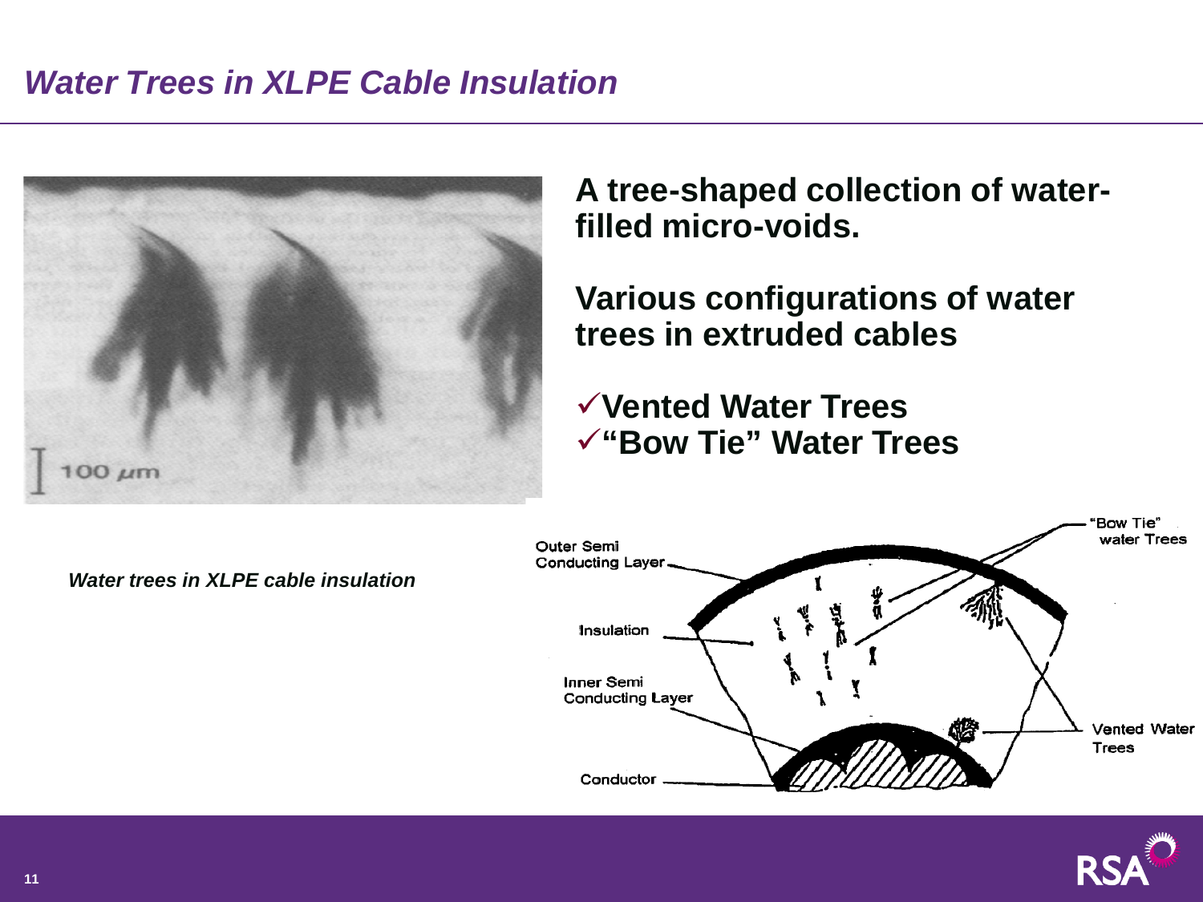## *Water Trees in XLPE Cable Insulation*

**A tree-shaped collection of water-filled micro-voids.**

**Various configurations of water trees in extruded cables**

- ✓**Vented Water Trees**
- ✓**"Bow Tie" Water Trees**

*Water trees in XLPE cable insulation*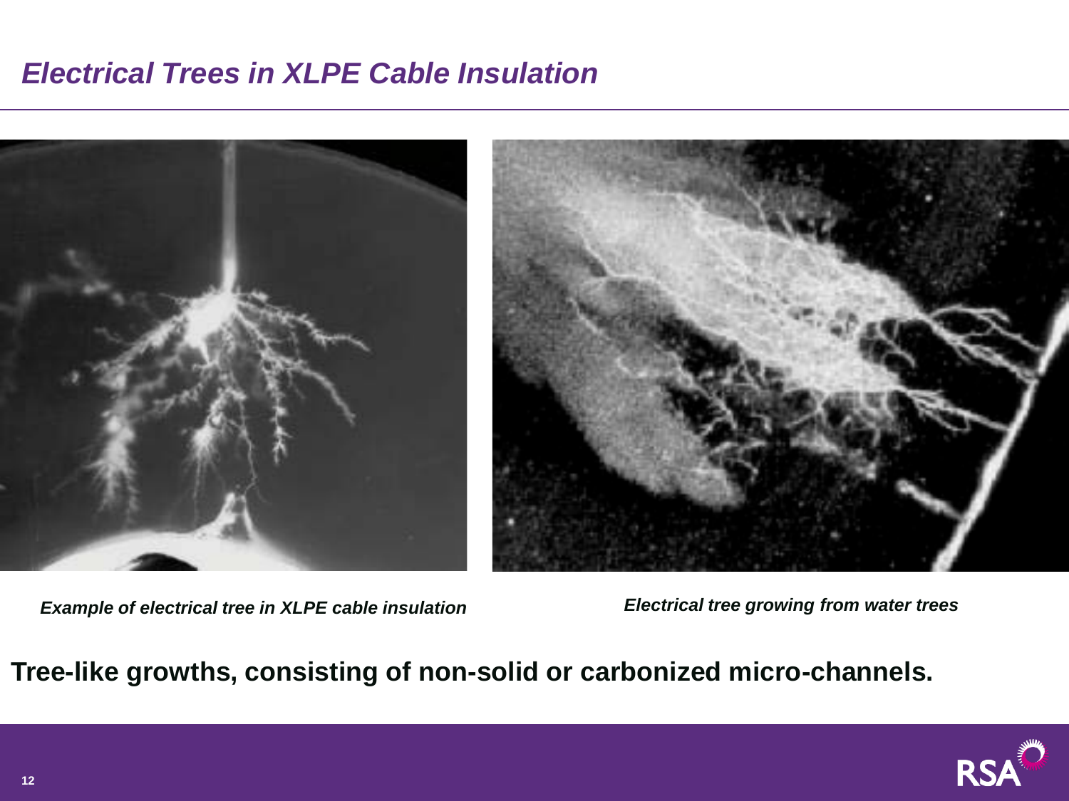# *Electrical Trees in XLPE Cable Insulation*

***Example of electrical tree in XLPE cable insulation***

***Electrical tree growing from water trees***

**Tree-like growths, consisting of non-solid or carbonized micro-channels.**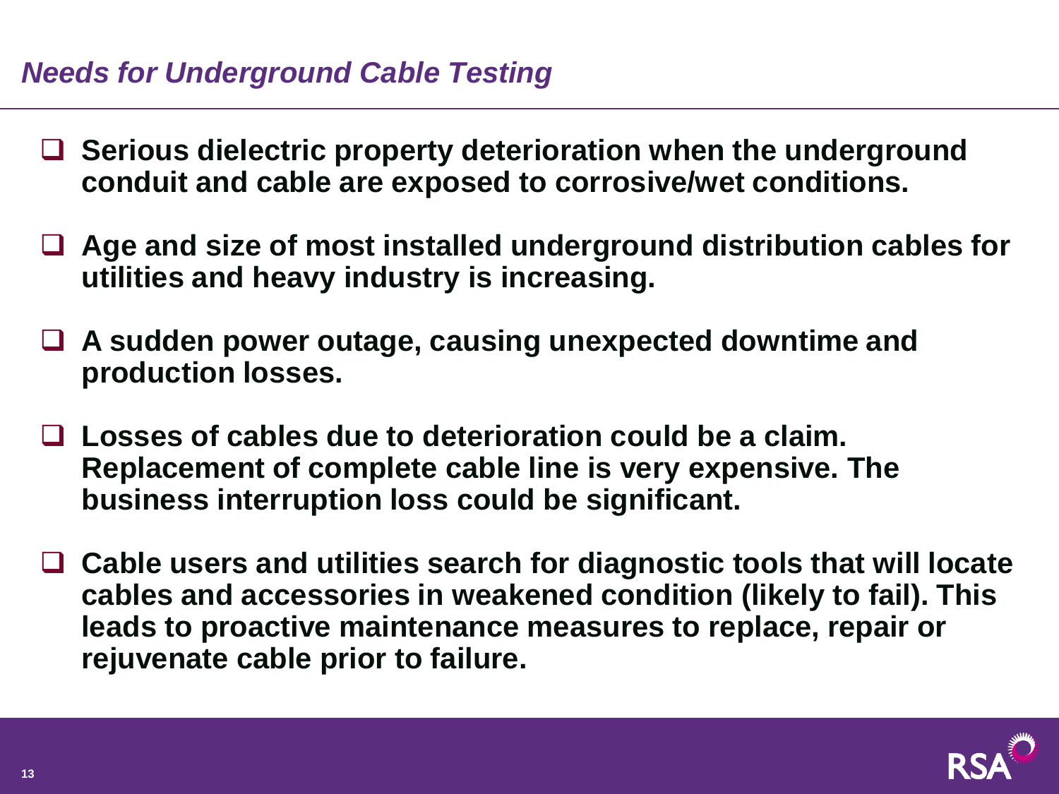## *Needs for Underground Cable Testing*

- **Serious dielectric property deterioration when the underground conduit and cable are exposed to corrosive/wet conditions.**
- **Age and size of most installed underground distribution cables for utilities and heavy industry is increasing.**
- **A sudden power outage, causing unexpected downtime and production losses.**
- **Losses of cables due to deterioration could be a claim. Replacement of complete cable line is very expensive. The business interruption loss could be significant.**
- **Cable users and utilities search for diagnostic tools that will locate cables and accessories in weakened condition (likely to fail). This leads to proactive maintenance measures to replace, repair or rejuvenate cable prior to failure.**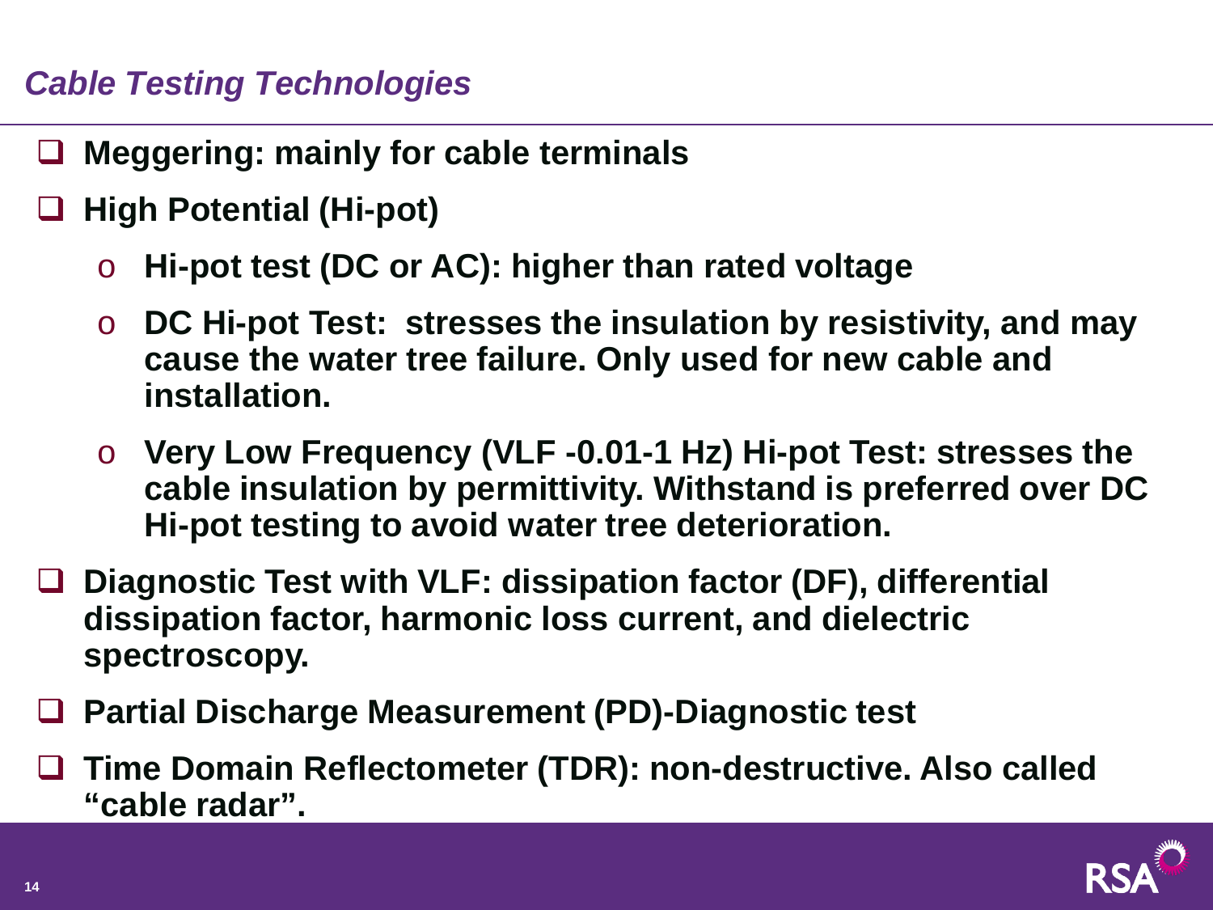## *Cable Testing Technologies*

- **Meggering: mainly for cable terminals**
- **High Potential (Hi-pot)**
  - **Hi-pot test (DC or AC): higher than rated voltage**
  - **DC Hi-pot Test: stresses the insulation by resistivity, and may cause the water tree failure. Only used for new cable and installation.**
  - **Very Low Frequency (VLF -0.01-1 Hz) Hi-pot Test: stresses the cable insulation by permittivity. Withstand is preferred over DC Hi-pot testing to avoid water tree deterioration.**
- **Diagnostic Test with VLF: dissipation factor (DF), differential dissipation factor, harmonic loss current, and dielectric spectroscopy.**
- **Partial Discharge Measurement (PD)-Diagnostic test**
- **Time Domain Reflectometer (TDR): non-destructive. Also called "cable radar".**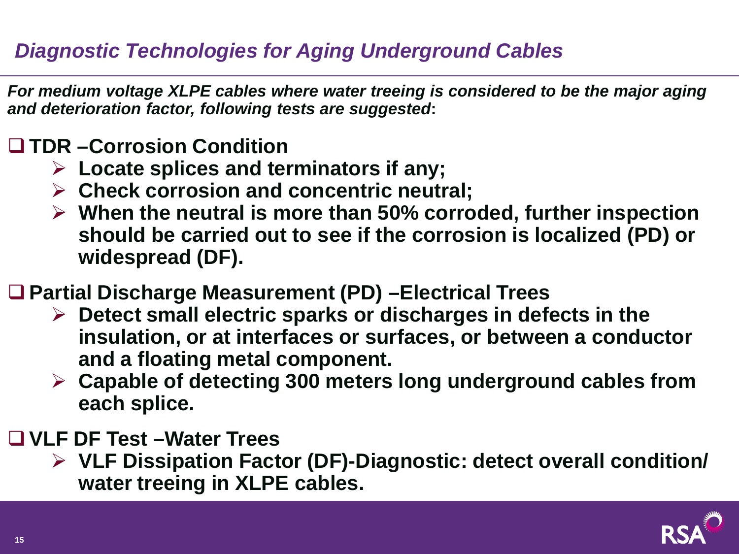## *Diagnostic Technologies for Aging Underground Cables*

***For medium voltage XLPE cables where water treeing is considered to be the major aging and deterioration factor, following tests are suggested*:**

- **TDR –Corrosion Condition**
  - **Locate splices and terminators if any;**
  - **Check corrosion and concentric neutral;**
  - **When the neutral is more than 50% corroded, further inspection should be carried out to see if the corrosion is localized (PD) or widespread (DF).**
- **Partial Discharge Measurement (PD) –Electrical Trees**
  - **Detect small electric sparks or discharges in defects in the insulation, or at interfaces or surfaces, or between a conductor and a floating metal component.**
  - **Capable of detecting 300 meters long underground cables from each splice.**
- **VLF DF Test –Water Trees**
  - **VLF Dissipation Factor (DF)-Diagnostic: detect overall condition/ water treeing in XLPE cables.**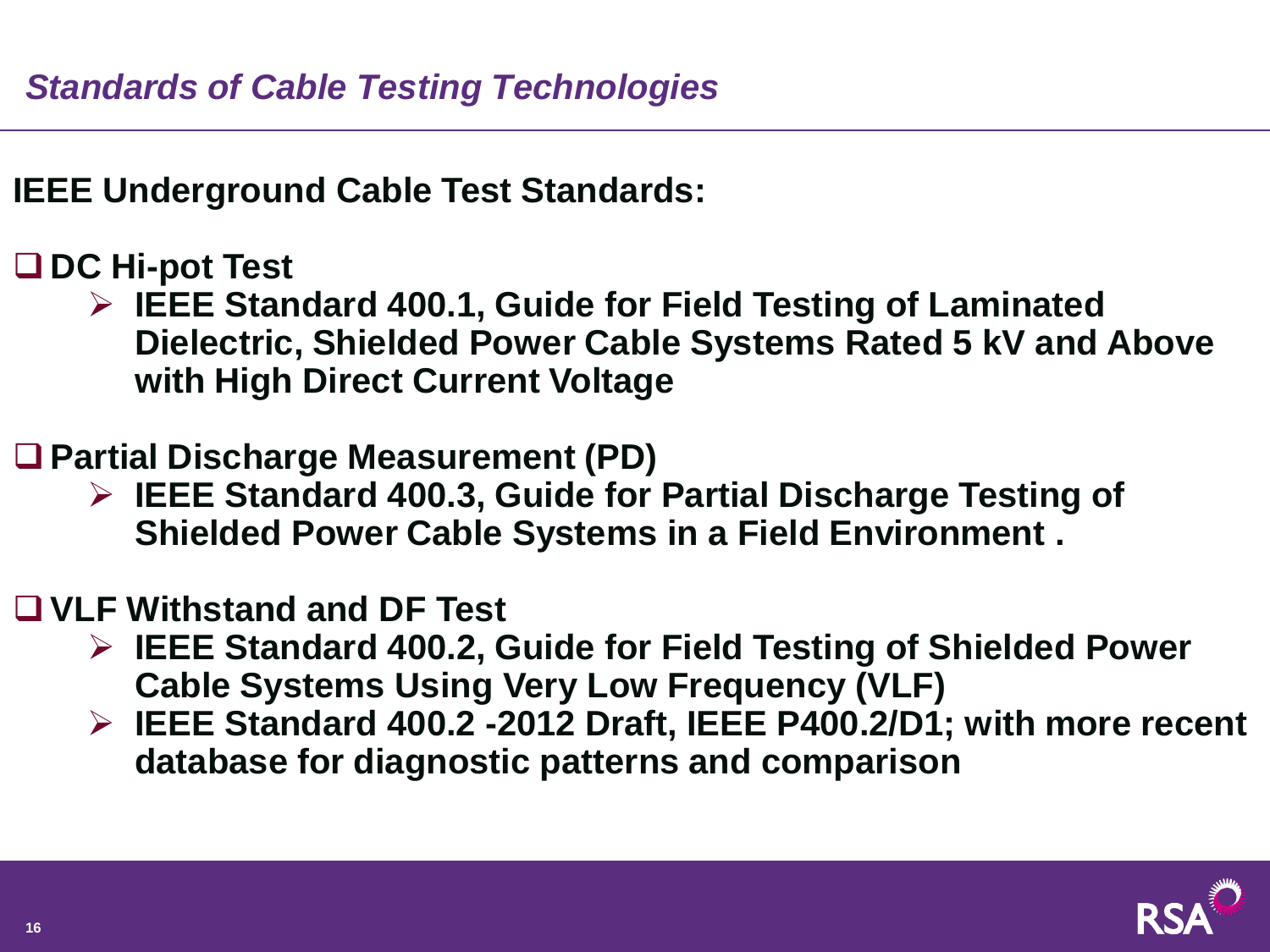## *Standards of Cable Testing Technologies*

**IEEE Underground Cable Test Standards:**

- **DC Hi-pot Test**
  - **IEEE Standard 400.1, Guide for Field Testing of Laminated Dielectric, Shielded Power Cable Systems Rated 5 kV and Above with High Direct Current Voltage**
- **Partial Discharge Measurement (PD)**
  - **IEEE Standard 400.3, Guide for Partial Discharge Testing of Shielded Power Cable Systems in a Field Environment .**
- **VLF Withstand and DF Test**
  - **IEEE Standard 400.2, Guide for Field Testing of Shielded Power Cable Systems Using Very Low Frequency (VLF)**
  - **IEEE Standard 400.2 -2012 Draft, IEEE P400.2/D1; with more recent database for diagnostic patterns and comparison**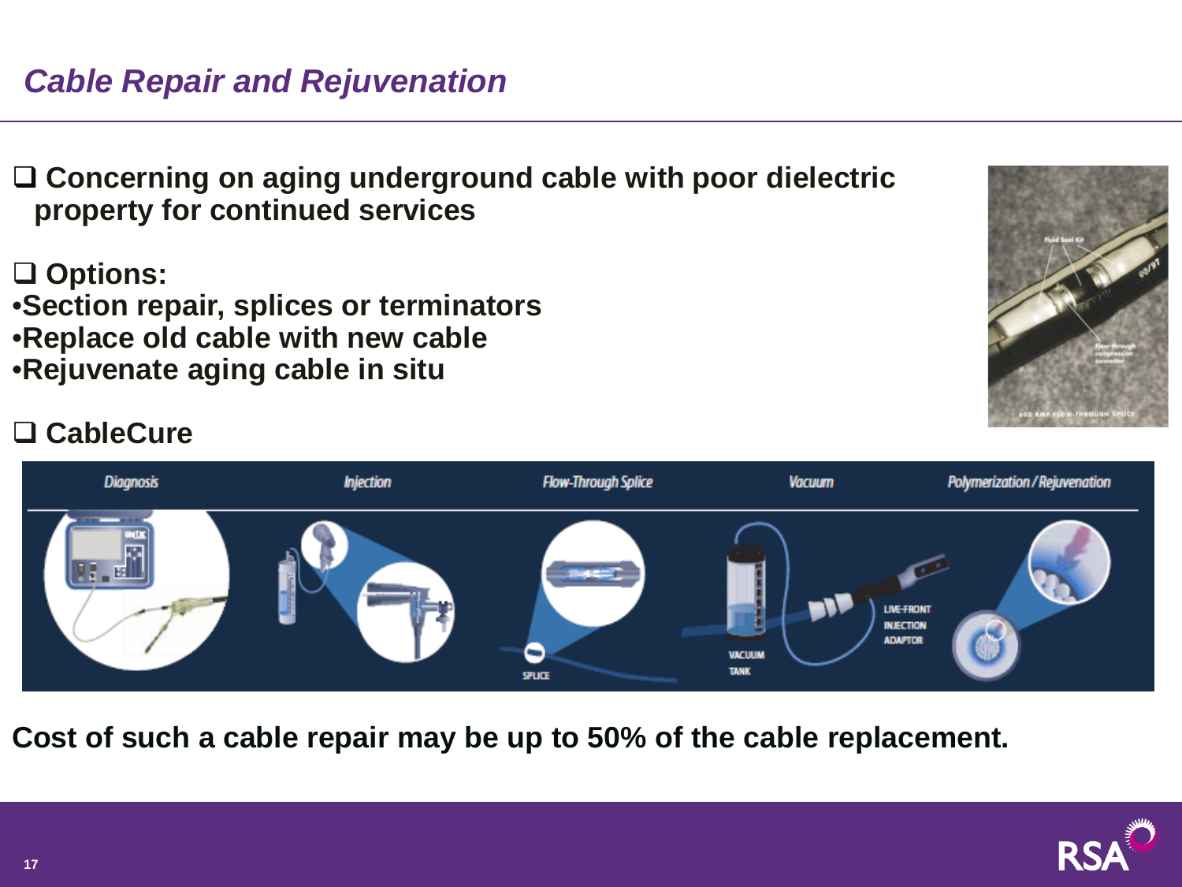# *Cable Repair and Rejuvenation*

- **Concerning on aging underground cable with poor dielectric property for continued services**

- **Options:**
  - **Section repair, splices or terminators**
  - **Replace old cable with new cable**
  - **Rejuvenate aging cable in situ**

- **CableCure**

Diagnosis | Injection | Flow-Through Splice | Vacuum | Polymerization / Rejuvenation

SPLICE | VACUUM TANK | LIVE-FRONT INJECTION ADAPTOR

**Cost of such a cable repair may be up to 50% of the cable replacement.**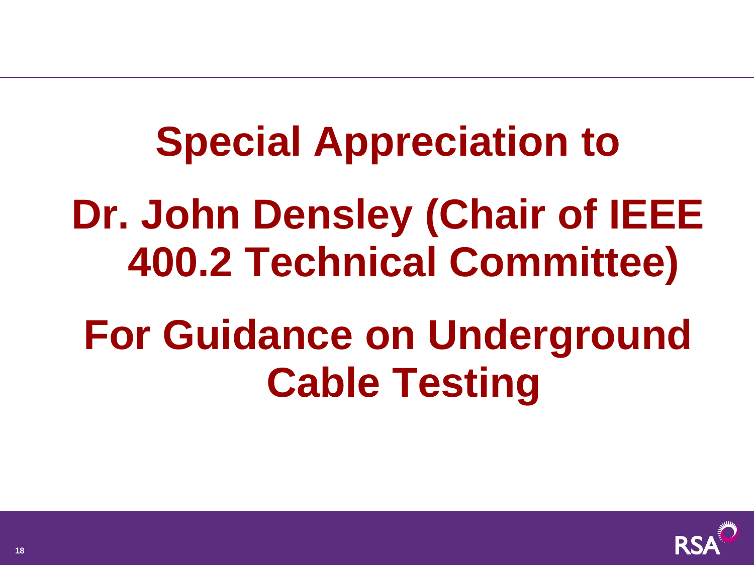# Special Appreciation to

# Dr. John Densley (Chair of IEEE 400.2 Technical Committee)

# For Guidance on Underground Cable Testing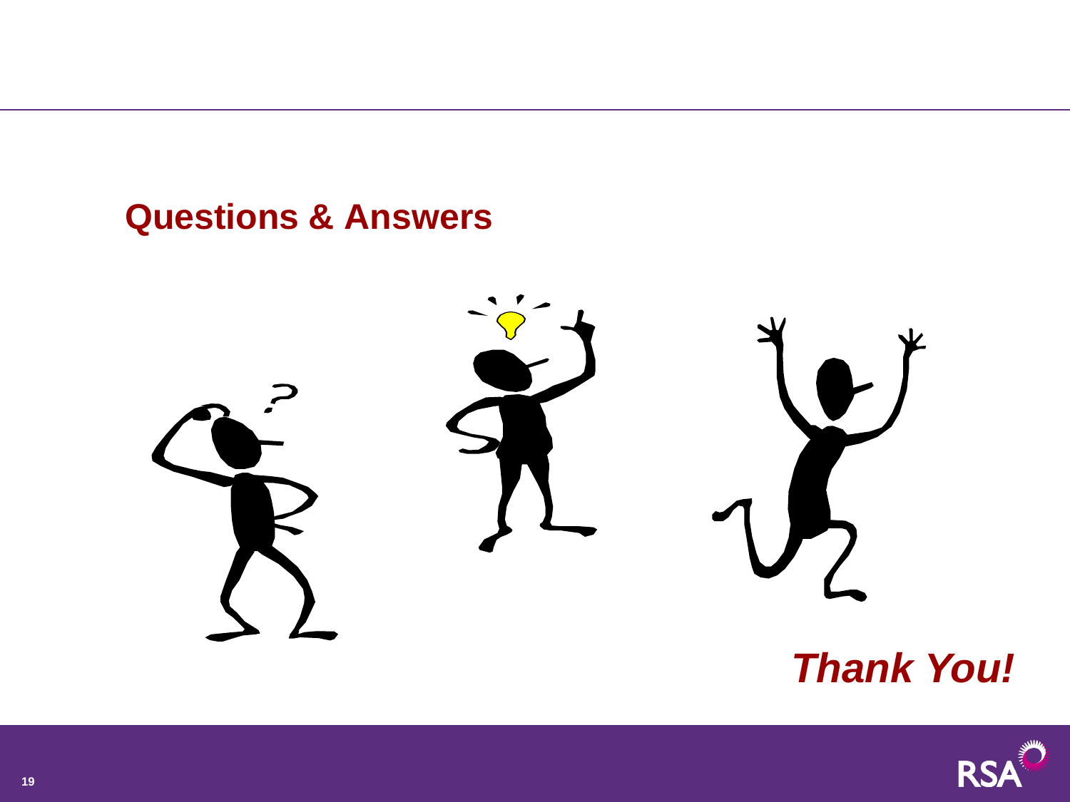## Questions & Answers

***Thank You!***